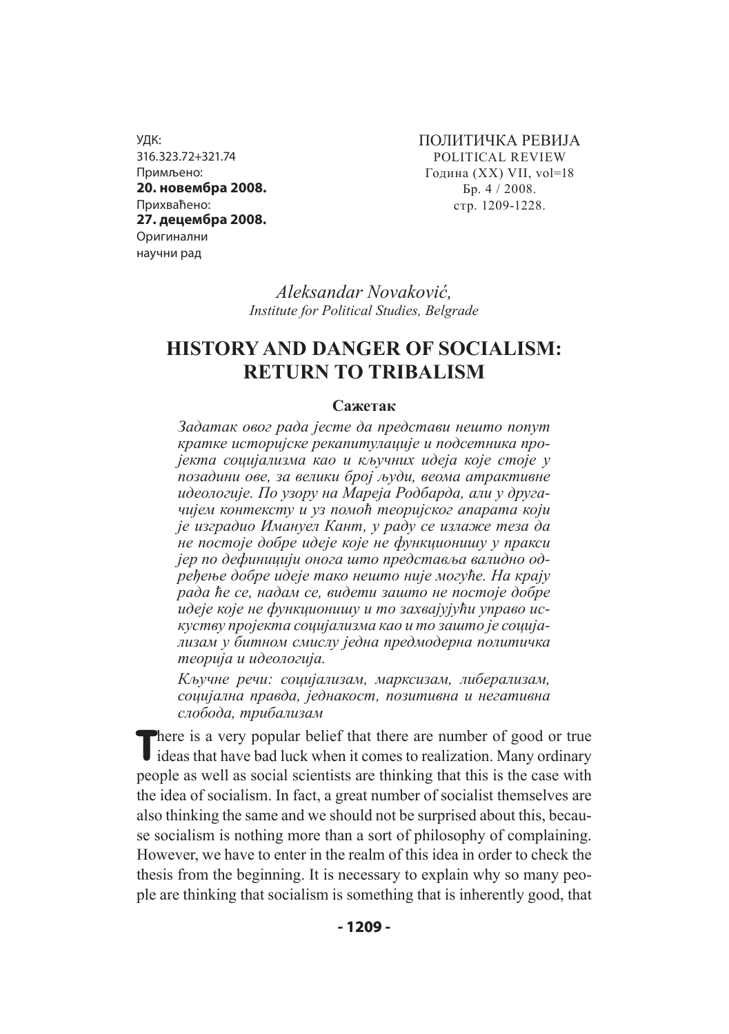УДК:
316.323.72+321.74
Примљено:
**20. новембра 2008.**
Прихваћено:
**27. децембра 2008.**
Оригинални
научни рад

ПОЛИТИЧКА РЕВИЈА
POLITICAL REVIEW
Година (XX) VII, vol=18
Бр. 4 / 2008.
стр. 1209-1228.

*Aleksandar Novaković,*
*Institute for Political Studies, Belgrade*

# HISTORY AND DANGER OF SOCIALISM: RETURN TO TRIBALISM

**Сажетак**

*Задатак овог рада јесте да представи нешто попут кратке историјске рекапитулације и подсетника пројекта социјализма као и кључних идеја које стоје у позадини ове, за велики број људи, веома атрактивне идеологије. По узору на Мареја Родбарда, али у другачијем контексту и уз помоћ теоријског апарата који је изградио Имануел Кант, у раду се излаже теза да не постоје добре идеје које не функционишу у пракси јер по дефиницији онога што представља валидно одређење добре идеје тако нешто није могуће. На крају рада ће се, надам се, видети зашто не постоје добре идеје које не функционишу и то захвајујући управо искуству пројекта социјализма као и то зашто је социјализам у битном смислу једна предмодерна политичка теорија и идеологија.*

*Кључне речи: социјализам, марксизам, либерализам, социјална правда, једнакост, позитивна и негативна слобода, трибализам*

There is a very popular belief that there are number of good or true ideas that have bad luck when it comes to realization. Many ordinary people as well as social scientists are thinking that this is the case with the idea of socialism. In fact, a great number of socialist themselves are also thinking the same and we should not be surprised about this, because socialism is nothing more than a sort of philosophy of complaining. However, we have to enter in the realm of this idea in order to check the thesis from the beginning. It is necessary to explain why so many people are thinking that socialism is something that is inherently good, that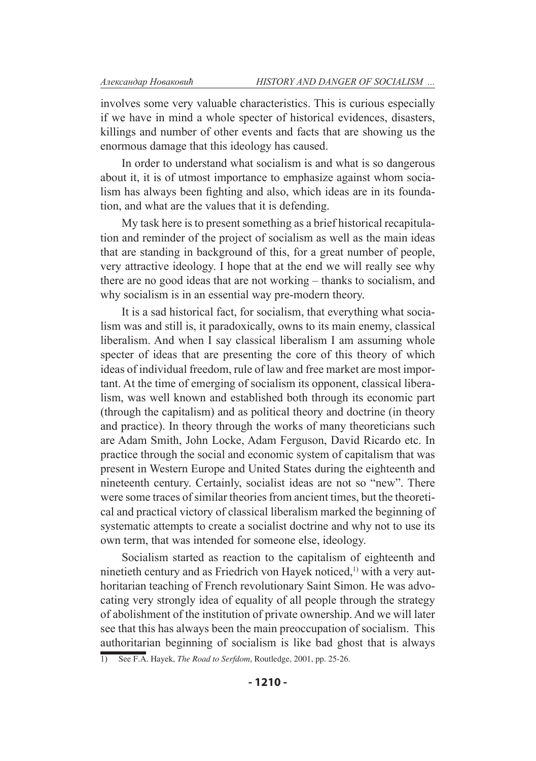involves some very valuable characteristics. This is curious especially if we have in mind a whole specter of historical evidences, disasters, killings and number of other events and facts that are showing us the enormous damage that this ideology has caused.

In order to understand what socialism is and what is so dangerous about it, it is of utmost importance to emphasize against whom socialism has always been fighting and also, which ideas are in its foundation, and what are the values that it is defending.

My task here is to present something as a brief historical recapitulation and reminder of the project of socialism as well as the main ideas that are standing in background of this, for a great number of people, very attractive ideology. I hope that at the end we will really see why there are no good ideas that are not working – thanks to socialism, and why socialism is in an essential way pre-modern theory.

It is a sad historical fact, for socialism, that everything what socialism was and still is, it paradoxically, owns to its main enemy, classical liberalism. And when I say classical liberalism I am assuming whole specter of ideas that are presenting the core of this theory of which ideas of individual freedom, rule of law and free market are most important. At the time of emerging of socialism its opponent, classical liberalism, was well known and established both through its economic part (through the capitalism) and as political theory and doctrine (in theory and practice). In theory through the works of many theoreticians such are Adam Smith, John Locke, Adam Ferguson, David Ricardo etc. In practice through the social and economic system of capitalism that was present in Western Europe and United States during the eighteenth and nineteenth century. Certainly, socialist ideas are not so "new". There were some traces of similar theories from ancient times, but the theoretical and practical victory of classical liberalism marked the beginning of systematic attempts to create a socialist doctrine and why not to use its own term, that was intended for someone else, ideology.

Socialism started as reaction to the capitalism of eighteenth and ninetieth century and as Friedrich von Hayek noticed,[1] with a very authoritarian teaching of French revolutionary Saint Simon. He was advocating very strongly idea of equality of all people through the strategy of abolishment of the institution of private ownership. And we will later see that this has always been the main preoccupation of socialism. This authoritarian beginning of socialism is like bad ghost that is always

1) See F.A. Hayek, *The Road to Serfdom*, Routledge, 2001, pp. 25-26.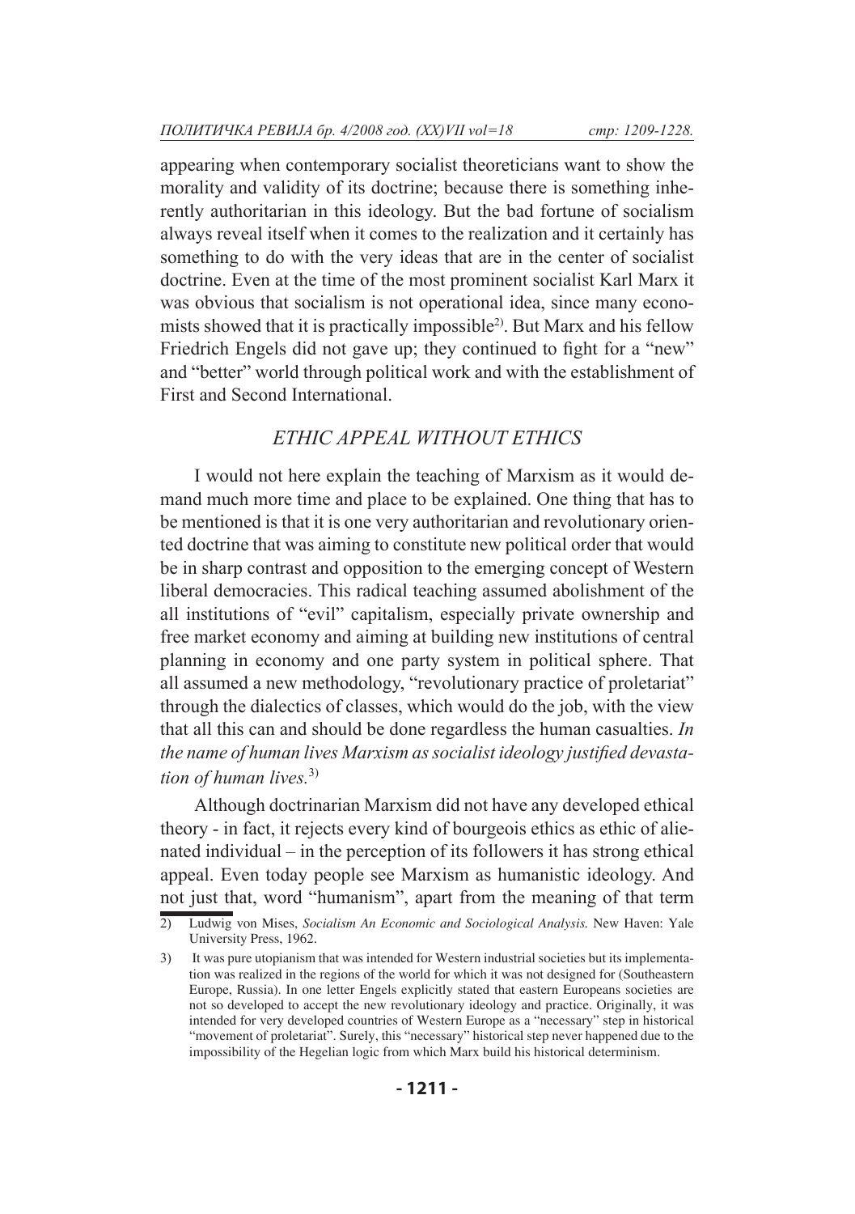appearing when contemporary socialist theoreticians want to show the morality and validity of its doctrine; because there is something inherently authoritarian in this ideology. But the bad fortune of socialism always reveal itself when it comes to the realization and it certainly has something to do with the very ideas that are in the center of socialist doctrine. Even at the time of the most prominent socialist Karl Marx it was obvious that socialism is not operational idea, since many economists showed that it is practically impossible[2]. But Marx and his fellow Friedrich Engels did not gave up; they continued to fight for a "new" and "better" world through political work and with the establishment of First and Second International.

## *ETHIC APPEAL WITHOUT ETHICS*

I would not here explain the teaching of Marxism as it would demand much more time and place to be explained. One thing that has to be mentioned is that it is one very authoritarian and revolutionary oriented doctrine that was aiming to constitute new political order that would be in sharp contrast and opposition to the emerging concept of Western liberal democracies. This radical teaching assumed abolishment of the all institutions of "evil" capitalism, especially private ownership and free market economy and aiming at building new institutions of central planning in economy and one party system in political sphere. That all assumed a new methodology, "revolutionary practice of proletariat" through the dialectics of classes, which would do the job, with the view that all this can and should be done regardless the human casualties. *In the name of human lives Marxism as socialist ideology justified devastation of human lives.*[3]

Although doctrinarian Marxism did not have any developed ethical theory - in fact, it rejects every kind of bourgeois ethics as ethic of alienated individual – in the perception of its followers it has strong ethical appeal. Even today people see Marxism as humanistic ideology. And not just that, word "humanism", apart from the meaning of that term

---

2) Ludwig von Mises, *Socialism An Economic and Sociological Analysis.* New Haven: Yale University Press, 1962.

3) It was pure utopianism that was intended for Western industrial societies but its implementation was realized in the regions of the world for which it was not designed for (Southeastern Europe, Russia). In one letter Engels explicitly stated that eastern Europeans societies are not so developed to accept the new revolutionary ideology and practice. Originally, it was intended for very developed countries of Western Europe as a "necessary" step in historical "movement of proletariat". Surely, this "necessary" historical step never happened due to the impossibility of the Hegelian logic from which Marx build his historical determinism.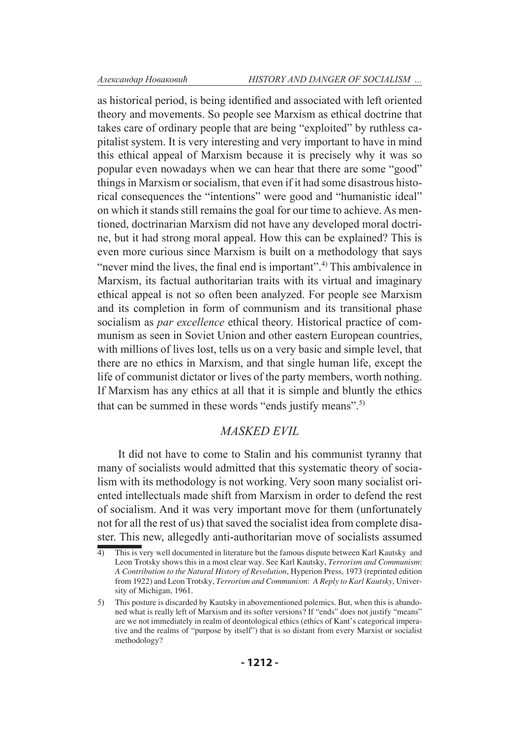as historical period, is being identified and associated with left oriented theory and movements. So people see Marxism as ethical doctrine that takes care of ordinary people that are being "exploited" by ruthless capitalist system. It is very interesting and very important to have in mind this ethical appeal of Marxism because it is precisely why it was so popular even nowadays when we can hear that there are some "good" things in Marxism or socialism, that even if it had some disastrous historical consequences the "intentions" were good and "humanistic ideal" on which it stands still remains the goal for our time to achieve. As mentioned, doctrinarian Marxism did not have any developed moral doctrine, but it had strong moral appeal. How this can be explained? This is even more curious since Marxism is built on a methodology that says "never mind the lives, the final end is important".[4] This ambivalence in Marxism, its factual authoritarian traits with its virtual and imaginary ethical appeal is not so often been analyzed. For people see Marxism and its completion in form of communism and its transitional phase socialism as *par excellence* ethical theory. Historical practice of communism as seen in Soviet Union and other eastern European countries, with millions of lives lost, tells us on a very basic and simple level, that there are no ethics in Marxism, and that single human life, except the life of communist dictator or lives of the party members, worth nothing. If Marxism has any ethics at all that it is simple and bluntly the ethics that can be summed in these words "ends justify means".[5]

## *MASKED EVIL*

It did not have to come to Stalin and his communist tyranny that many of socialists would admitted that this systematic theory of socialism with its methodology is not working. Very soon many socialist oriented intellectuals made shift from Marxism in order to defend the rest of socialism. And it was very important move for them (unfortunately not for all the rest of us) that saved the socialist idea from complete disaster. This new, allegedly anti-authoritarian move of socialists assumed

---

4) This is very well documented in literature but the famous dispute between Karl Kautsky and Leon Trotsky shows this in a most clear way. See Karl Kautsky, *Terrorism and Communism: A Contribution to the Natural History of Revolution*, Hyperion Press, 1973 (reprinted edition from 1922) and Leon Trotsky, *Terrorism and Communism: A Reply to Karl Kautsky*, University of Michigan, 1961.

5) This posture is discarded by Kautsky in abovementioned polemics. But, when this is abandoned what is really left of Marxism and its softer versions? If "ends" does not justify "means" are we not immediately in realm of deontological ethics (ethics of Kant's categorical imperative and the realms of "purpose by itself") that is so distant from every Marxist or socialist methodology?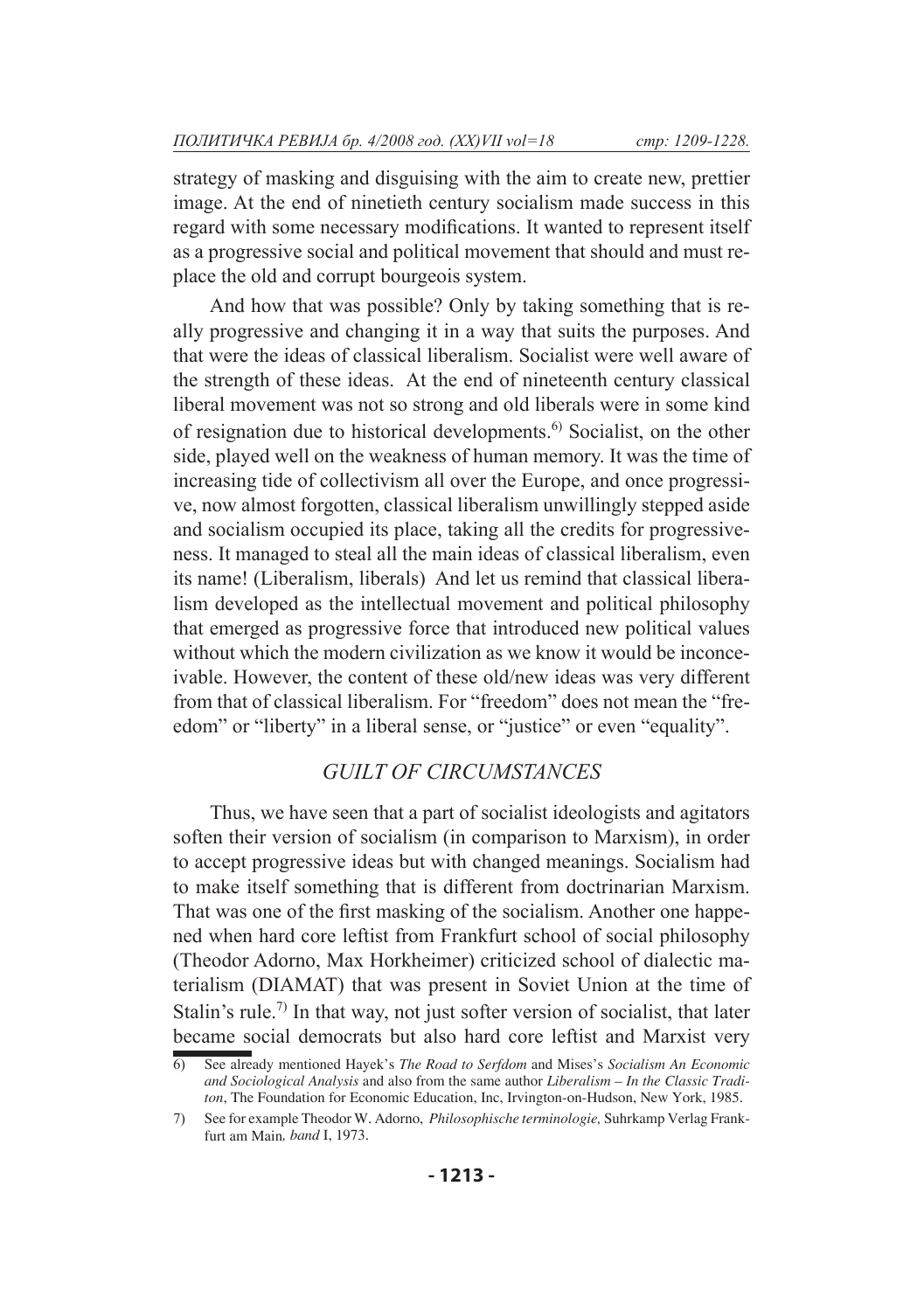strategy of masking and disguising with the aim to create new, prettier image. At the end of ninetieth century socialism made success in this regard with some necessary modifications. It wanted to represent itself as a progressive social and political movement that should and must replace the old and corrupt bourgeois system.

And how that was possible? Only by taking something that is really progressive and changing it in a way that suits the purposes. And that were the ideas of classical liberalism. Socialist were well aware of the strength of these ideas. At the end of nineteenth century classical liberal movement was not so strong and old liberals were in some kind of resignation due to historical developments.[6] Socialist, on the other side, played well on the weakness of human memory. It was the time of increasing tide of collectivism all over the Europe, and once progressive, now almost forgotten, classical liberalism unwillingly stepped aside and socialism occupied its place, taking all the credits for progressiveness. It managed to steal all the main ideas of classical liberalism, even its name! (Liberalism, liberals) And let us remind that classical liberalism developed as the intellectual movement and political philosophy that emerged as progressive force that introduced new political values without which the modern civilization as we know it would be inconceivable. However, the content of these old/new ideas was very different from that of classical liberalism. For "freedom" does not mean the "freedom" or "liberty" in a liberal sense, or "justice" or even "equality".

## *GUILT OF CIRCUMSTANCES*

Thus, we have seen that a part of socialist ideologists and agitators soften their version of socialism (in comparison to Marxism), in order to accept progressive ideas but with changed meanings. Socialism had to make itself something that is different from doctrinarian Marxism. That was one of the first masking of the socialism. Another one happened when hard core leftist from Frankfurt school of social philosophy (Theodor Adorno, Max Horkheimer) criticized school of dialectic materialism (DIAMAT) that was present in Soviet Union at the time of Stalin's rule.[7] In that way, not just softer version of socialist, that later became social democrats but also hard core leftist and Marxist very

---

6) See already mentioned Hayek's *The Road to Serfdom* and Mises's *Socialism An Economic and Sociological Analysis* and also from the same author *Liberalism – In the Classic Traditon*, The Foundation for Economic Education, Inc, Irvington-on-Hudson, New York, 1985.

7) See for example Theodor W. Adorno, *Philosophische terminologie,* Suhrkamp Verlag Frankfurt am Main*, band* I, 1973.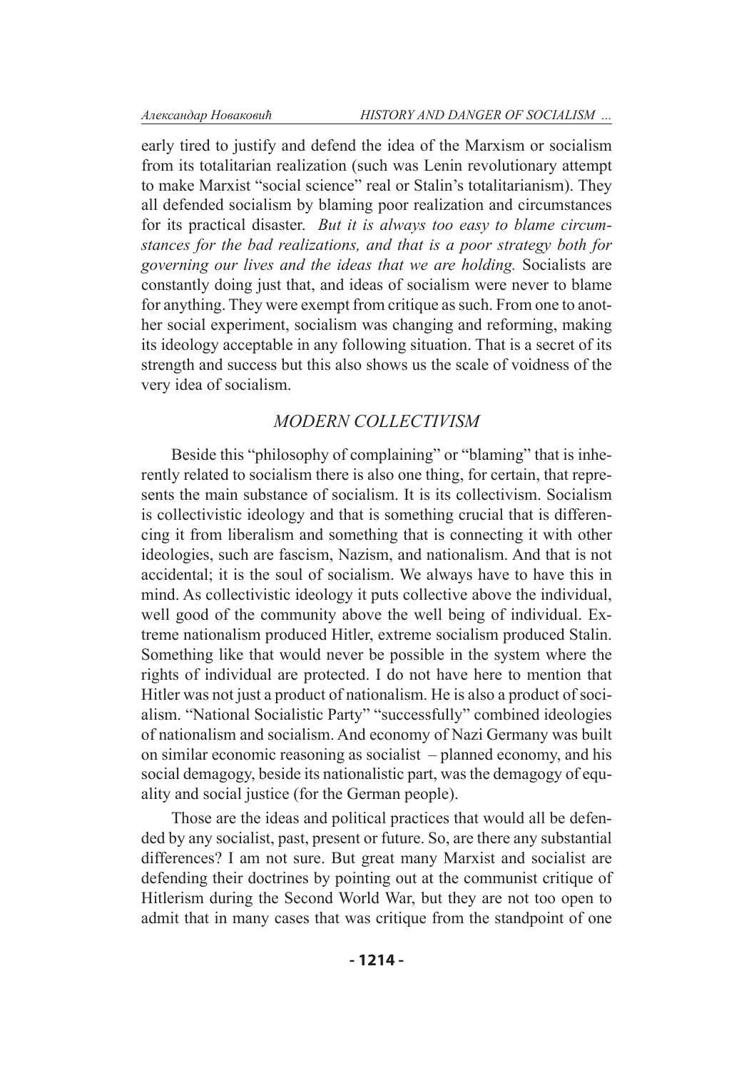early tired to justify and defend the idea of the Marxism or socialism from its totalitarian realization (such was Lenin revolutionary attempt to make Marxist "social science" real or Stalin's totalitarianism). They all defended socialism by blaming poor realization and circumstances for its practical disaster. *But it is always too easy to blame circumstances for the bad realizations, and that is a poor strategy both for governing our lives and the ideas that we are holding.* Socialists are constantly doing just that, and ideas of socialism were never to blame for anything. They were exempt from critique as such. From one to another social experiment, socialism was changing and reforming, making its ideology acceptable in any following situation. That is a secret of its strength and success but this also shows us the scale of voidness of the very idea of socialism.

## *MODERN COLLECTIVISM*

Beside this "philosophy of complaining" or "blaming" that is inherently related to socialism there is also one thing, for certain, that represents the main substance of socialism. It is its collectivism. Socialism is collectivistic ideology and that is something crucial that is differencing it from liberalism and something that is connecting it with other ideologies, such are fascism, Nazism, and nationalism. And that is not accidental; it is the soul of socialism. We always have to have this in mind. As collectivistic ideology it puts collective above the individual, well good of the community above the well being of individual. Extreme nationalism produced Hitler, extreme socialism produced Stalin. Something like that would never be possible in the system where the rights of individual are protected. I do not have here to mention that Hitler was not just a product of nationalism. He is also a product of socialism. "National Socialistic Party" "successfully" combined ideologies of nationalism and socialism. And economy of Nazi Germany was built on similar economic reasoning as socialist – planned economy, and his social demagogy, beside its nationalistic part, was the demagogy of equality and social justice (for the German people).

Those are the ideas and political practices that would all be defended by any socialist, past, present or future. So, are there any substantial differences? I am not sure. But great many Marxist and socialist are defending their doctrines by pointing out at the communist critique of Hitlerism during the Second World War, but they are not too open to admit that in many cases that was critique from the standpoint of one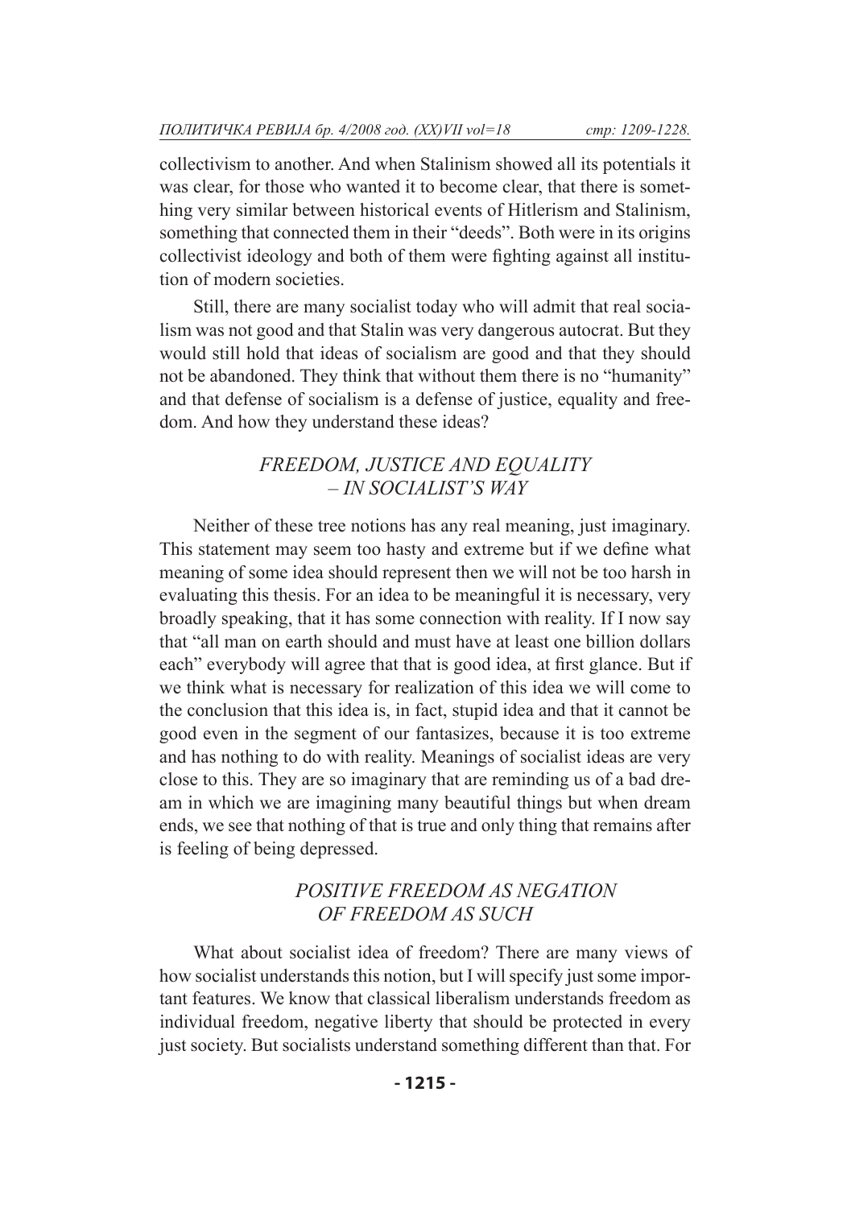collectivism to another. And when Stalinism showed all its potentials it was clear, for those who wanted it to become clear, that there is something very similar between historical events of Hitlerism and Stalinism, something that connected them in their "deeds". Both were in its origins collectivist ideology and both of them were fighting against all institution of modern societies.

Still, there are many socialist today who will admit that real socialism was not good and that Stalin was very dangerous autocrat. But they would still hold that ideas of socialism are good and that they should not be abandoned. They think that without them there is no "humanity" and that defense of socialism is a defense of justice, equality and freedom. And how they understand these ideas?

## *FREEDOM, JUSTICE AND EQUALITY – IN SOCIALIST'S WAY*

Neither of these tree notions has any real meaning, just imaginary. This statement may seem too hasty and extreme but if we define what meaning of some idea should represent then we will not be too harsh in evaluating this thesis. For an idea to be meaningful it is necessary, very broadly speaking, that it has some connection with reality. If I now say that "all man on earth should and must have at least one billion dollars each" everybody will agree that that is good idea, at first glance. But if we think what is necessary for realization of this idea we will come to the conclusion that this idea is, in fact, stupid idea and that it cannot be good even in the segment of our fantasizes, because it is too extreme and has nothing to do with reality. Meanings of socialist ideas are very close to this. They are so imaginary that are reminding us of a bad dream in which we are imagining many beautiful things but when dream ends, we see that nothing of that is true and only thing that remains after is feeling of being depressed.

### *POSITIVE FREEDOM AS NEGATION OF FREEDOM AS SUCH*

What about socialist idea of freedom? There are many views of how socialist understands this notion, but I will specify just some important features. We know that classical liberalism understands freedom as individual freedom, negative liberty that should be protected in every just society. But socialists understand something different than that. For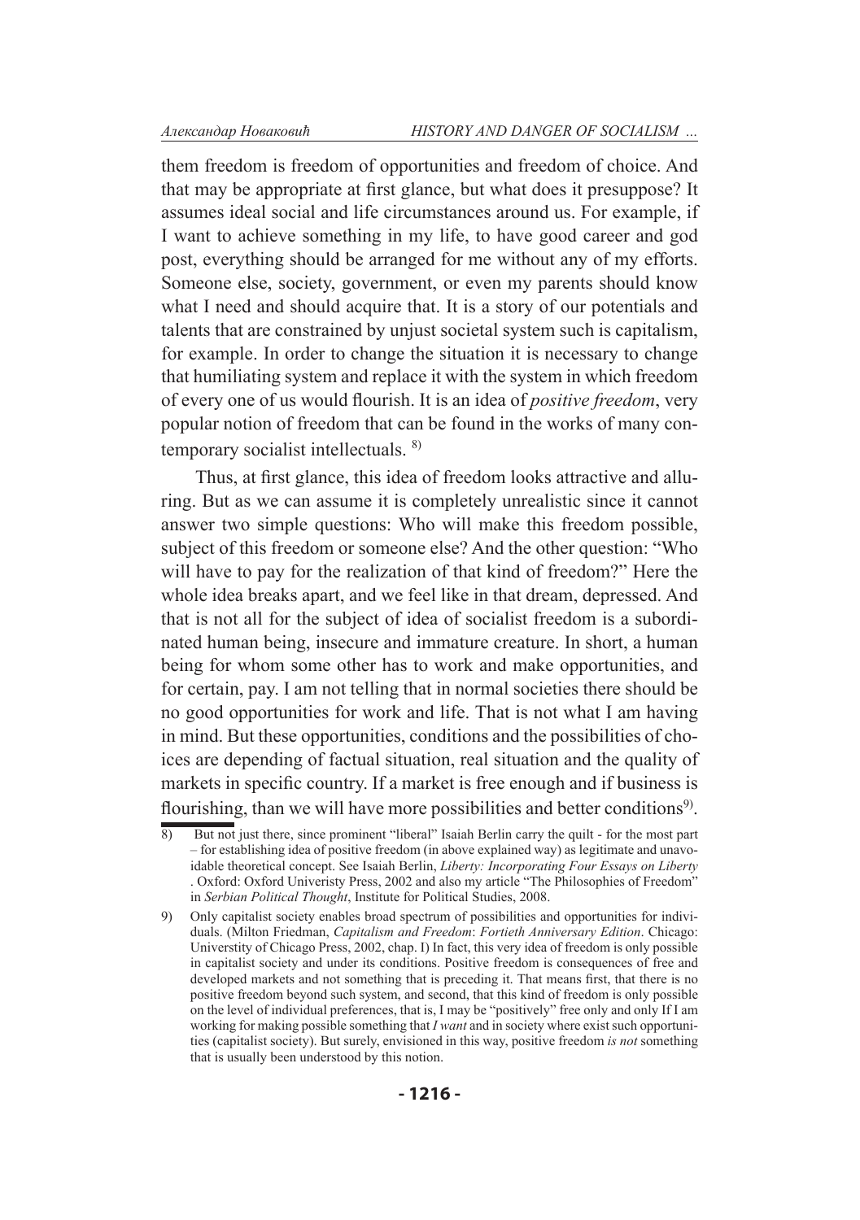them freedom is freedom of opportunities and freedom of choice. And that may be appropriate at first glance, but what does it presuppose? It assumes ideal social and life circumstances around us. For example, if I want to achieve something in my life, to have good career and god post, everything should be arranged for me without any of my efforts. Someone else, society, government, or even my parents should know what I need and should acquire that. It is a story of our potentials and talents that are constrained by unjust societal system such is capitalism, for example. In order to change the situation it is necessary to change that humiliating system and replace it with the system in which freedom of every one of us would flourish. It is an idea of *positive freedom*, very popular notion of freedom that can be found in the works of many contemporary socialist intellectuals. [8)]

Thus, at first glance, this idea of freedom looks attractive and alluring. But as we can assume it is completely unrealistic since it cannot answer two simple questions: Who will make this freedom possible, subject of this freedom or someone else? And the other question: "Who will have to pay for the realization of that kind of freedom?" Here the whole idea breaks apart, and we feel like in that dream, depressed. And that is not all for the subject of idea of socialist freedom is a subordinated human being, insecure and immature creature. In short, a human being for whom some other has to work and make opportunities, and for certain, pay. I am not telling that in normal societies there should be no good opportunities for work and life. That is not what I am having in mind. But these opportunities, conditions and the possibilities of choices are depending of factual situation, real situation and the quality of markets in specific country. If a market is free enough and if business is flourishing, than we will have more possibilities and better conditions[9)].

---

8) But not just there, since prominent "liberal" Isaiah Berlin carry the quilt - for the most part – for establishing idea of positive freedom (in above explained way) as legitimate and unavoidable theoretical concept. See Isaiah Berlin, *Liberty: Incorporating Four Essays on Liberty* . Oxford: Oxford Univeristy Press, 2002 and also my article "The Philosophies of Freedom" in *Serbian Political Thought*, Institute for Political Studies, 2008.

9) Only capitalist society enables broad spectrum of possibilities and opportunities for individuals. (Milton Friedman, *Capitalism and Freedom*: *Fortieth Anniversary Edition*. Chicago: Universtity of Chicago Press, 2002, chap. I) In fact, this very idea of freedom is only possible in capitalist society and under its conditions. Positive freedom is consequences of free and developed markets and not something that is preceding it. That means first, that there is no positive freedom beyond such system, and second, that this kind of freedom is only possible on the level of individual preferences, that is, I may be "positively" free only and only If I am working for making possible something that *I want* and in society where exist such opportunities (capitalist society). But surely, envisioned in this way, positive freedom *is not* something that is usually been understood by this notion.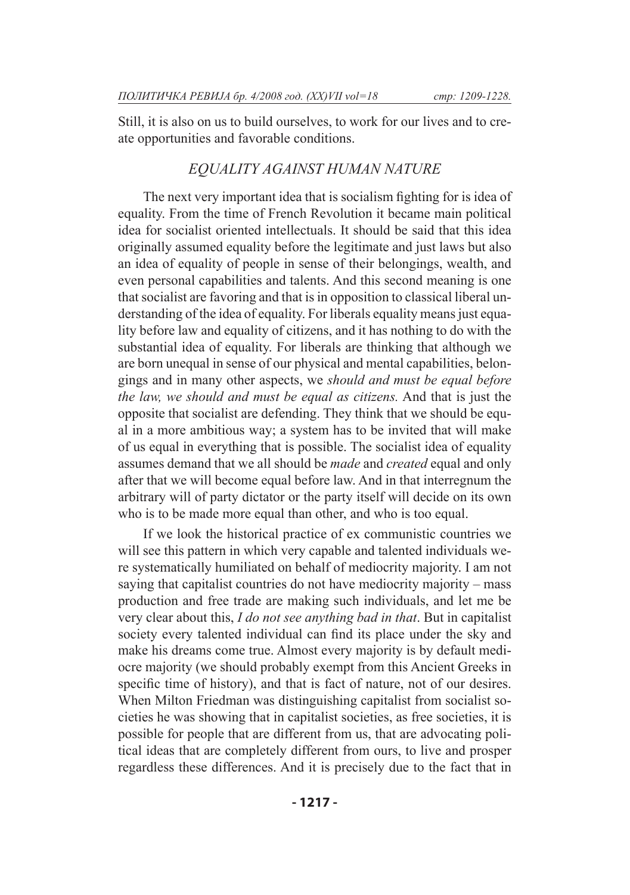Still, it is also on us to build ourselves, to work for our lives and to create opportunities and favorable conditions.

## *EQUALITY AGAINST HUMAN NATURE*

The next very important idea that is socialism fighting for is idea of equality. From the time of French Revolution it became main political idea for socialist oriented intellectuals. It should be said that this idea originally assumed equality before the legitimate and just laws but also an idea of equality of people in sense of their belongings, wealth, and even personal capabilities and talents. And this second meaning is one that socialist are favoring and that is in opposition to classical liberal understanding of the idea of equality. For liberals equality means just equality before law and equality of citizens, and it has nothing to do with the substantial idea of equality. For liberals are thinking that although we are born unequal in sense of our physical and mental capabilities, belongings and in many other aspects, we *should and must be equal before the law, we should and must be equal as citizens.* And that is just the opposite that socialist are defending. They think that we should be equal in a more ambitious way; a system has to be invited that will make of us equal in everything that is possible. The socialist idea of equality assumes demand that we all should be *made* and *created* equal and only after that we will become equal before law. And in that interregnum the arbitrary will of party dictator or the party itself will decide on its own who is to be made more equal than other, and who is too equal.

If we look the historical practice of ex communistic countries we will see this pattern in which very capable and talented individuals were systematically humiliated on behalf of mediocrity majority. I am not saying that capitalist countries do not have mediocrity majority – mass production and free trade are making such individuals, and let me be very clear about this, *I do not see anything bad in that*. But in capitalist society every talented individual can find its place under the sky and make his dreams come true. Almost every majority is by default mediocre majority (we should probably exempt from this Ancient Greeks in specific time of history), and that is fact of nature, not of our desires. When Milton Friedman was distinguishing capitalist from socialist societies he was showing that in capitalist societies, as free societies, it is possible for people that are different from us, that are advocating political ideas that are completely different from ours, to live and prosper regardless these differences. And it is precisely due to the fact that in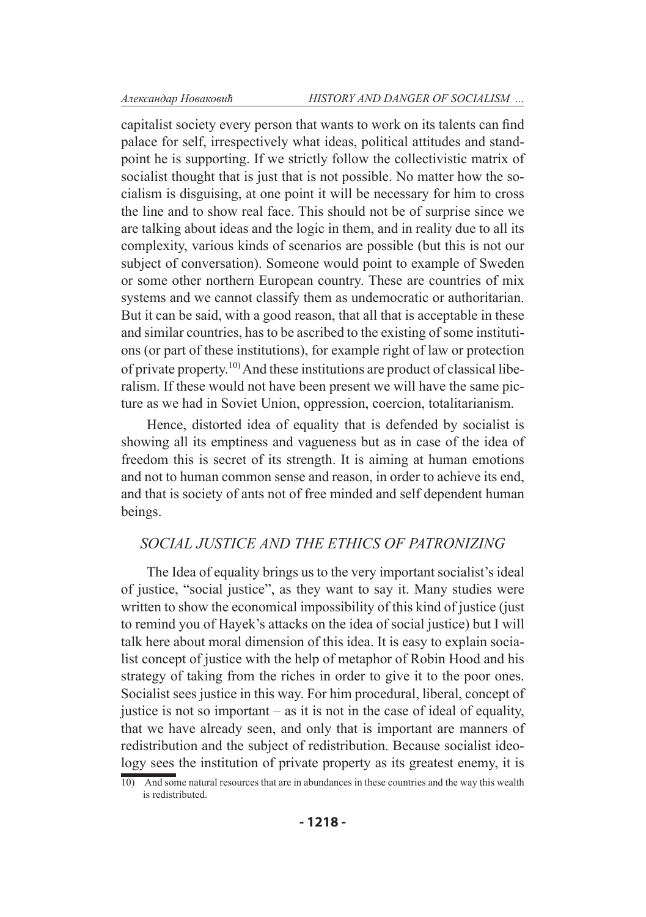capitalist society every person that wants to work on its talents can find palace for self, irrespectively what ideas, political attitudes and standpoint he is supporting. If we strictly follow the collectivistic matrix of socialist thought that is just that is not possible. No matter how the socialism is disguising, at one point it will be necessary for him to cross the line and to show real face. This should not be of surprise since we are talking about ideas and the logic in them, and in reality due to all its complexity, various kinds of scenarios are possible (but this is not our subject of conversation). Someone would point to example of Sweden or some other northern European country. These are countries of mix systems and we cannot classify them as undemocratic or authoritarian. But it can be said, with a good reason, that all that is acceptable in these and similar countries, has to be ascribed to the existing of some institutions (or part of these institutions), for example right of law or protection of private property.[10] And these institutions are product of classical liberalism. If these would not have been present we will have the same picture as we had in Soviet Union, oppression, coercion, totalitarianism.

Hence, distorted idea of equality that is defended by socialist is showing all its emptiness and vagueness but as in case of the idea of freedom this is secret of its strength. It is aiming at human emotions and not to human common sense and reason, in order to achieve its end, and that is society of ants not of free minded and self dependent human beings.

## *SOCIAL JUSTICE AND THE ETHICS OF PATRONIZING*

The Idea of equality brings us to the very important socialist's ideal of justice, "social justice", as they want to say it. Many studies were written to show the economical impossibility of this kind of justice (just to remind you of Hayek's attacks on the idea of social justice) but I will talk here about moral dimension of this idea. It is easy to explain socialist concept of justice with the help of metaphor of Robin Hood and his strategy of taking from the riches in order to give it to the poor ones. Socialist sees justice in this way. For him procedural, liberal, concept of justice is not so important – as it is not in the case of ideal of equality, that we have already seen, and only that is important are manners of redistribution and the subject of redistribution. Because socialist ideology sees the institution of private property as its greatest enemy, it is

10) And some natural resources that are in abundances in these countries and the way this wealth is redistributed.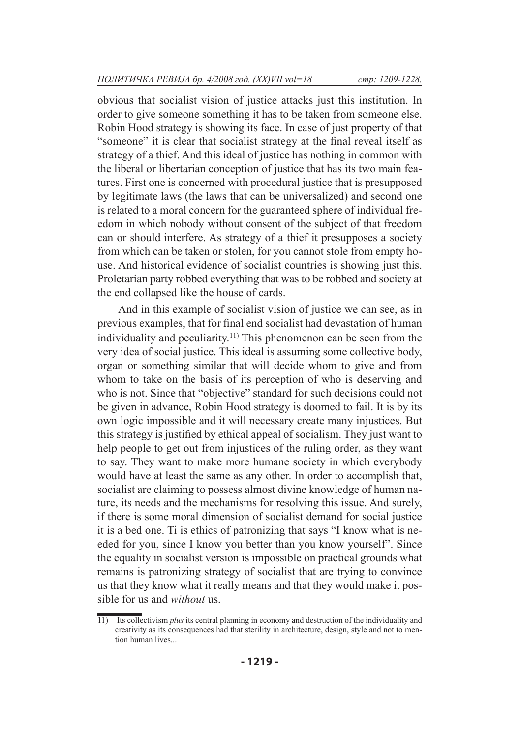obvious that socialist vision of justice attacks just this institution. In order to give someone something it has to be taken from someone else. Robin Hood strategy is showing its face. In case of just property of that "someone" it is clear that socialist strategy at the final reveal itself as strategy of a thief. And this ideal of justice has nothing in common with the liberal or libertarian conception of justice that has its two main features. First one is concerned with procedural justice that is presupposed by legitimate laws (the laws that can be universalized) and second one is related to a moral concern for the guaranteed sphere of individual freedom in which nobody without consent of the subject of that freedom can or should interfere. As strategy of a thief it presupposes a society from which can be taken or stolen, for you cannot stole from empty house. And historical evidence of socialist countries is showing just this. Proletarian party robbed everything that was to be robbed and society at the end collapsed like the house of cards.

And in this example of socialist vision of justice we can see, as in previous examples, that for final end socialist had devastation of human individuality and peculiarity.[11] This phenomenon can be seen from the very idea of social justice. This ideal is assuming some collective body, organ or something similar that will decide whom to give and from whom to take on the basis of its perception of who is deserving and who is not. Since that "objective" standard for such decisions could not be given in advance, Robin Hood strategy is doomed to fail. It is by its own logic impossible and it will necessary create many injustices. But this strategy is justified by ethical appeal of socialism. They just want to help people to get out from injustices of the ruling order, as they want to say. They want to make more humane society in which everybody would have at least the same as any other. In order to accomplish that, socialist are claiming to possess almost divine knowledge of human nature, its needs and the mechanisms for resolving this issue. And surely, if there is some moral dimension of socialist demand for social justice it is a bed one. Ti is ethics of patronizing that says "I know what is needed for you, since I know you better than you know yourself". Since the equality in socialist version is impossible on practical grounds what remains is patronizing strategy of socialist that are trying to convince us that they know what it really means and that they would make it possible for us and *without* us.

---

11) Its collectivism *plus* its central planning in economy and destruction of the individuality and creativity as its consequences had that sterility in architecture, design, style and not to mention human lives...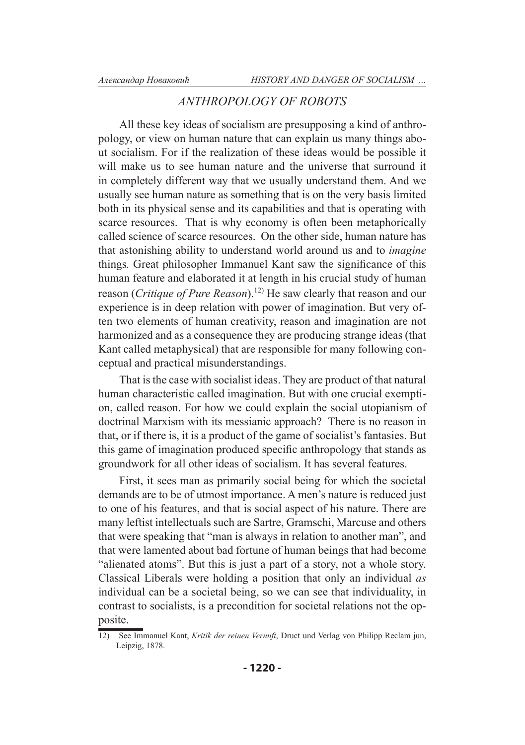## *ANTHROPOLOGY OF ROBOTS*

All these key ideas of socialism are presupposing a kind of anthropology, or view on human nature that can explain us many things about socialism. For if the realization of these ideas would be possible it will make us to see human nature and the universe that surround it in completely different way that we usually understand them. And we usually see human nature as something that is on the very basis limited both in its physical sense and its capabilities and that is operating with scarce resources. That is why economy is often been metaphorically called science of scarce resources. On the other side, human nature has that astonishing ability to understand world around us and to *imagine* things*.* Great philosopher Immanuel Kant saw the significance of this human feature and elaborated it at length in his crucial study of human reason (*Critique of Pure Reason*).[12)] He saw clearly that reason and our experience is in deep relation with power of imagination. But very often two elements of human creativity, reason and imagination are not harmonized and as a consequence they are producing strange ideas (that Kant called metaphysical) that are responsible for many following conceptual and practical misunderstandings.

That is the case with socialist ideas. They are product of that natural human characteristic called imagination. But with one crucial exemption, called reason. For how we could explain the social utopianism of doctrinal Marxism with its messianic approach? There is no reason in that, or if there is, it is a product of the game of socialist's fantasies. But this game of imagination produced specific anthropology that stands as groundwork for all other ideas of socialism. It has several features.

First, it sees man as primarily social being for which the societal demands are to be of utmost importance. A men's nature is reduced just to one of his features, and that is social aspect of his nature. There are many leftist intellectuals such are Sartre, Gramschi, Marcuse and others that were speaking that "man is always in relation to another man", and that were lamented about bad fortune of human beings that had become "alienated atoms". But this is just a part of a story, not a whole story. Classical Liberals were holding a position that only an individual *as* individual can be a societal being, so we can see that individuality, in contrast to socialists, is a precondition for societal relations not the opposite.

---

12) See Immanuel Kant, *Kritik der reinen Vernuft*, Druct und Verlag von Philipp Reclam jun, Leipzig, 1878.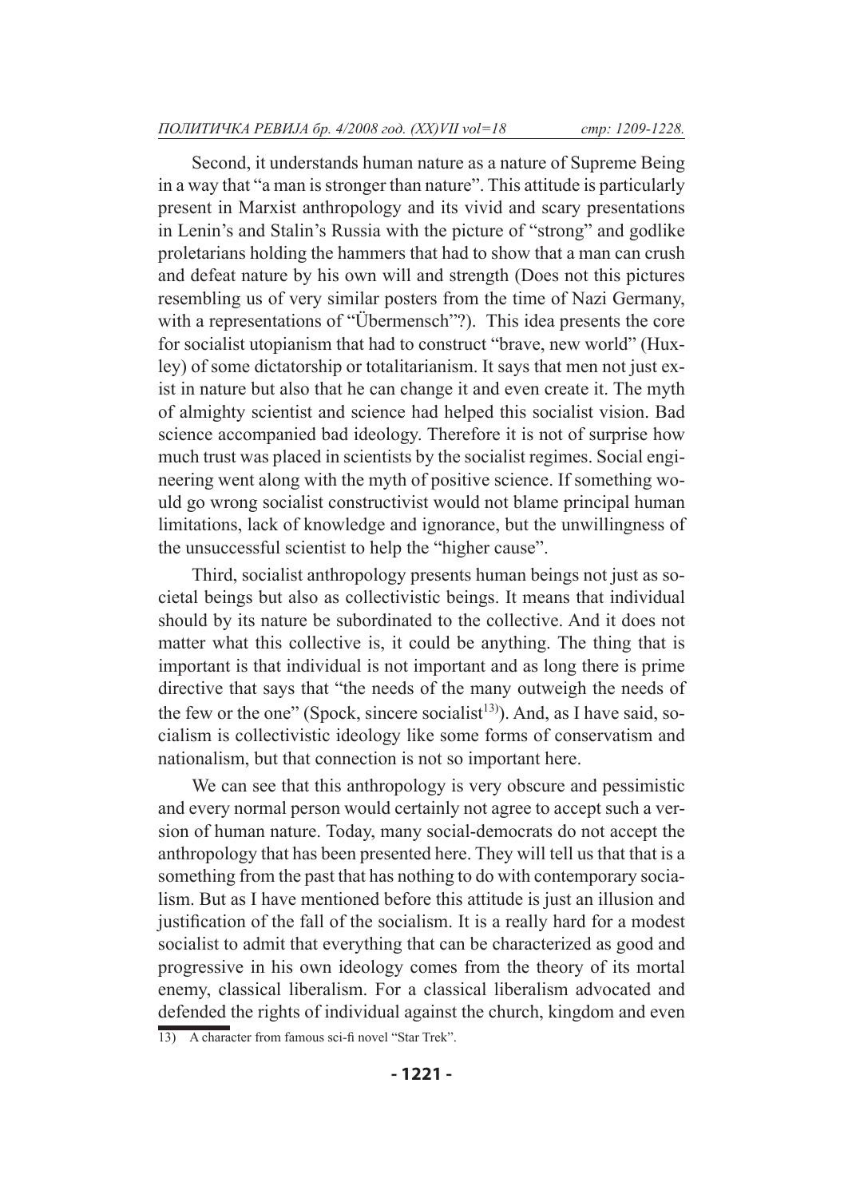Second, it understands human nature as a nature of Supreme Being in a way that "a man is stronger than nature". This attitude is particularly present in Marxist anthropology and its vivid and scary presentations in Lenin's and Stalin's Russia with the picture of "strong" and godlike proletarians holding the hammers that had to show that a man can crush and defeat nature by his own will and strength (Does not this pictures resembling us of very similar posters from the time of Nazi Germany, with a representations of "Übermensch"?). This idea presents the core for socialist utopianism that had to construct "brave, new world" (Huxley) of some dictatorship or totalitarianism. It says that men not just exist in nature but also that he can change it and even create it. The myth of almighty scientist and science had helped this socialist vision. Bad science accompanied bad ideology. Therefore it is not of surprise how much trust was placed in scientists by the socialist regimes. Social engineering went along with the myth of positive science. If something would go wrong socialist constructivist would not blame principal human limitations, lack of knowledge and ignorance, but the unwillingness of the unsuccessful scientist to help the "higher cause".

Third, socialist anthropology presents human beings not just as societal beings but also as collectivistic beings. It means that individual should by its nature be subordinated to the collective. And it does not matter what this collective is, it could be anything. The thing that is important is that individual is not important and as long there is prime directive that says that "the needs of the many outweigh the needs of the few or the one" (Spock, sincere socialist[13]). And, as I have said, socialism is collectivistic ideology like some forms of conservatism and nationalism, but that connection is not so important here.

We can see that this anthropology is very obscure and pessimistic and every normal person would certainly not agree to accept such a version of human nature. Today, many social-democrats do not accept the anthropology that has been presented here. They will tell us that that is a something from the past that has nothing to do with contemporary socialism. But as I have mentioned before this attitude is just an illusion and justification of the fall of the socialism. It is a really hard for a modest socialist to admit that everything that can be characterized as good and progressive in his own ideology comes from the theory of its mortal enemy, classical liberalism. For a classical liberalism advocated and defended the rights of individual against the church, kingdom and even

---

13) A character from famous sci-fi novel "Star Trek".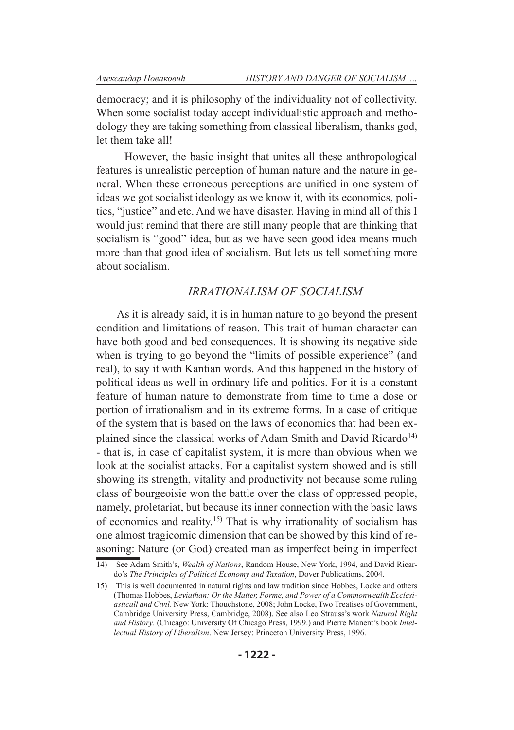democracy; and it is philosophy of the individuality not of collectivity. When some socialist today accept individualistic approach and methodology they are taking something from classical liberalism, thanks god, let them take all!

However, the basic insight that unites all these anthropological features is unrealistic perception of human nature and the nature in general. When these erroneous perceptions are unified in one system of ideas we got socialist ideology as we know it, with its economics, politics, "justice" and etc. And we have disaster. Having in mind all of this I would just remind that there are still many people that are thinking that socialism is "good" idea, but as we have seen good idea means much more than that good idea of socialism. But lets us tell something more about socialism.

## *IRRATIONALISM OF SOCIALISM*

As it is already said, it is in human nature to go beyond the present condition and limitations of reason. This trait of human character can have both good and bed consequences. It is showing its negative side when is trying to go beyond the "limits of possible experience" (and real), to say it with Kantian words. And this happened in the history of political ideas as well in ordinary life and politics. For it is a constant feature of human nature to demonstrate from time to time a dose or portion of irrationalism and in its extreme forms. In a case of critique of the system that is based on the laws of economics that had been explained since the classical works of Adam Smith and David Ricardo[14] - that is, in case of capitalist system, it is more than obvious when we look at the socialist attacks. For a capitalist system showed and is still showing its strength, vitality and productivity not because some ruling class of bourgeoisie won the battle over the class of oppressed people, namely, proletariat, but because its inner connection with the basic laws of economics and reality.[15] That is why irrationality of socialism has one almost tragicomic dimension that can be showed by this kind of reasoning: Nature (or God) created man as imperfect being in imperfect

---

14) See Adam Smith's, *Wealth of Nations*, Random House, New York, 1994, and David Ricardo's *The Principles of Political Economy and Taxation*, Dover Publications, 2004.

15) This is well documented in natural rights and law tradition since Hobbes, Locke and others (Thomas Hobbes, *Leviathan: Or the Matter, Forme, and Power of a Commonwealth Ecclesiasticall and Civil*. New York: Thouchstone, 2008; John Locke, Two Treatises of Government, Cambridge University Press, Cambridge, 2008). See also Leo Strauss's work *Natural Right and History*. (Chicago: University Of Chicago Press, 1999.) and Pierre Manent's book *Intellectual History of Liberalism*. New Jersey: Princeton University Press, 1996.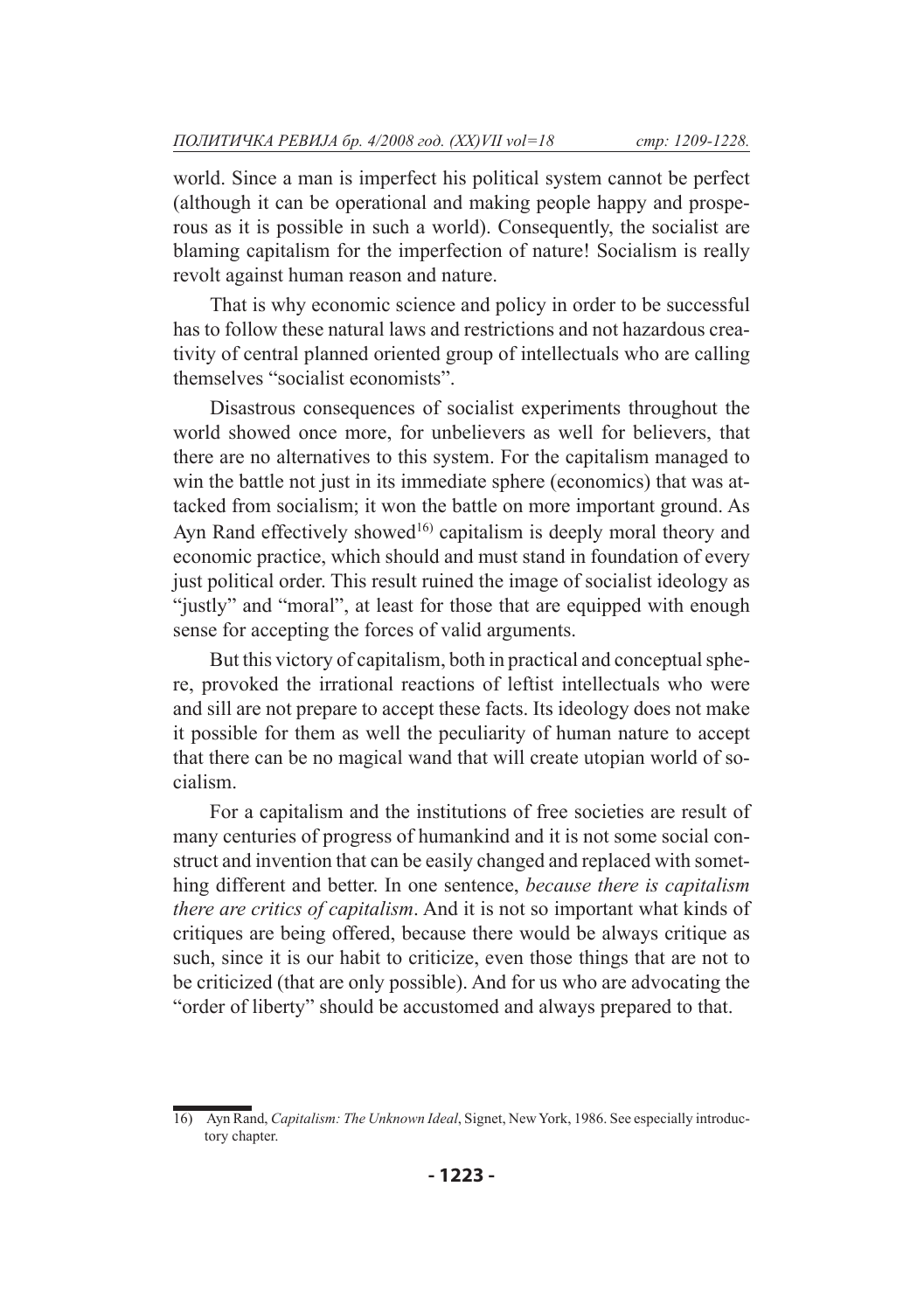world. Since a man is imperfect his political system cannot be perfect (although it can be operational and making people happy and prosperous as it is possible in such a world). Consequently, the socialist are blaming capitalism for the imperfection of nature! Socialism is really revolt against human reason and nature.

That is why economic science and policy in order to be successful has to follow these natural laws and restrictions and not hazardous creativity of central planned oriented group of intellectuals who are calling themselves "socialist economists".

Disastrous consequences of socialist experiments throughout the world showed once more, for unbelievers as well for believers, that there are no alternatives to this system. For the capitalism managed to win the battle not just in its immediate sphere (economics) that was attacked from socialism; it won the battle on more important ground. As Ayn Rand effectively showed[16] capitalism is deeply moral theory and economic practice, which should and must stand in foundation of every just political order. This result ruined the image of socialist ideology as "justly" and "moral", at least for those that are equipped with enough sense for accepting the forces of valid arguments.

But this victory of capitalism, both in practical and conceptual sphere, provoked the irrational reactions of leftist intellectuals who were and sill are not prepare to accept these facts. Its ideology does not make it possible for them as well the peculiarity of human nature to accept that there can be no magical wand that will create utopian world of socialism.

For a capitalism and the institutions of free societies are result of many centuries of progress of humankind and it is not some social construct and invention that can be easily changed and replaced with something different and better. In one sentence, *because there is capitalism there are critics of capitalism*. And it is not so important what kinds of critiques are being offered, because there would be always critique as such, since it is our habit to criticize, even those things that are not to be criticized (that are only possible). And for us who are advocating the "order of liberty" should be accustomed and always prepared to that.

16) Ayn Rand, *Capitalism: The Unknown Ideal*, Signet, New York, 1986. See especially introductory chapter.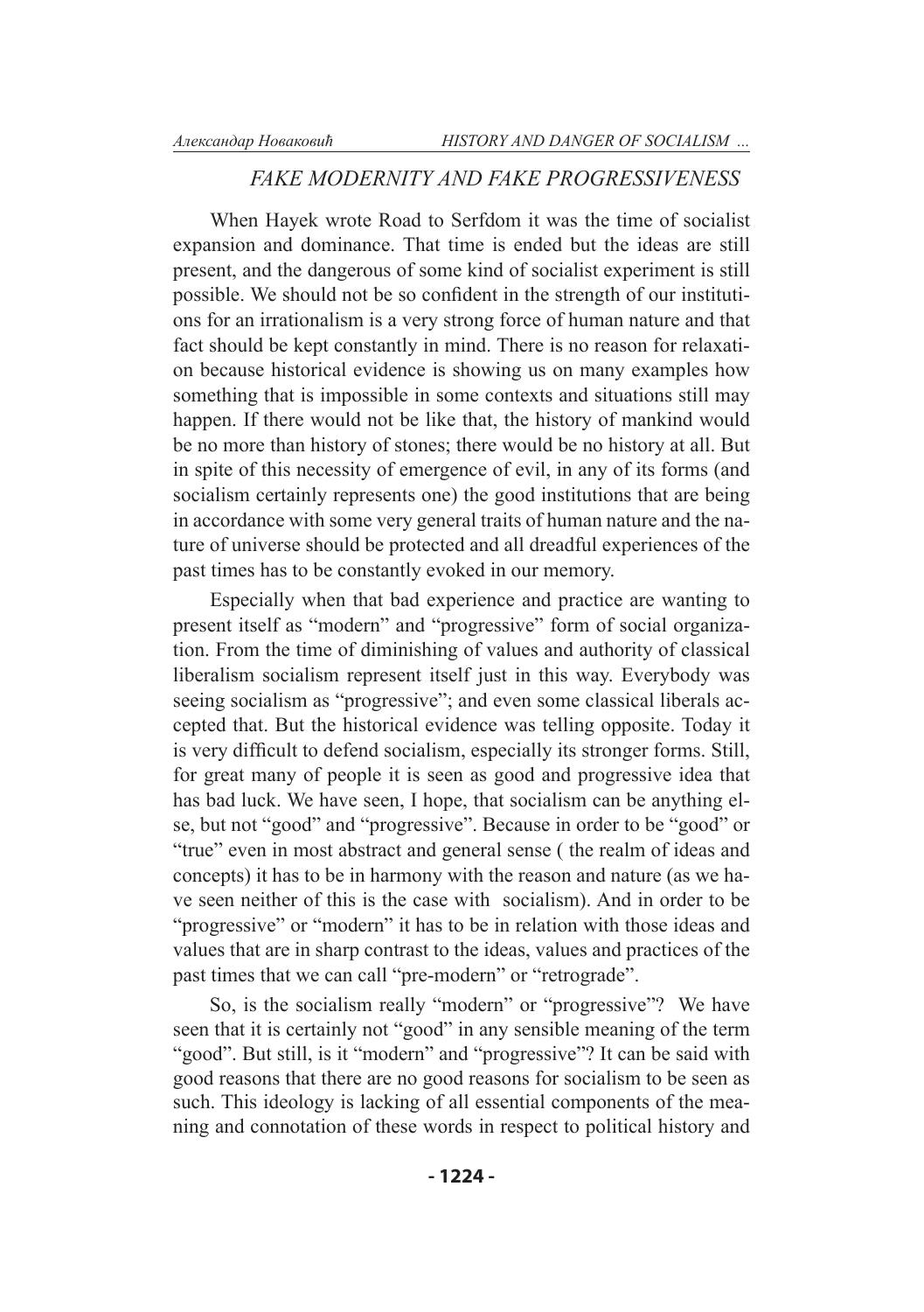## *FAKE MODERNITY AND FAKE PROGRESSIVENESS*

When Hayek wrote Road to Serfdom it was the time of socialist expansion and dominance. That time is ended but the ideas are still present, and the dangerous of some kind of socialist experiment is still possible. We should not be so confident in the strength of our institutions for an irrationalism is a very strong force of human nature and that fact should be kept constantly in mind. There is no reason for relaxation because historical evidence is showing us on many examples how something that is impossible in some contexts and situations still may happen. If there would not be like that, the history of mankind would be no more than history of stones; there would be no history at all. But in spite of this necessity of emergence of evil, in any of its forms (and socialism certainly represents one) the good institutions that are being in accordance with some very general traits of human nature and the nature of universe should be protected and all dreadful experiences of the past times has to be constantly evoked in our memory.

Especially when that bad experience and practice are wanting to present itself as "modern" and "progressive" form of social organization. From the time of diminishing of values and authority of classical liberalism socialism represent itself just in this way. Everybody was seeing socialism as "progressive"; and even some classical liberals accepted that. But the historical evidence was telling opposite. Today it is very difficult to defend socialism, especially its stronger forms. Still, for great many of people it is seen as good and progressive idea that has bad luck. We have seen, I hope, that socialism can be anything else, but not "good" and "progressive". Because in order to be "good" or "true" even in most abstract and general sense ( the realm of ideas and concepts) it has to be in harmony with the reason and nature (as we have seen neither of this is the case with socialism). And in order to be "progressive" or "modern" it has to be in relation with those ideas and values that are in sharp contrast to the ideas, values and practices of the past times that we can call "pre-modern" or "retrograde".

So, is the socialism really "modern" or "progressive"? We have seen that it is certainly not "good" in any sensible meaning of the term "good". But still, is it "modern" and "progressive"? It can be said with good reasons that there are no good reasons for socialism to be seen as such. This ideology is lacking of all essential components of the meaning and connotation of these words in respect to political history and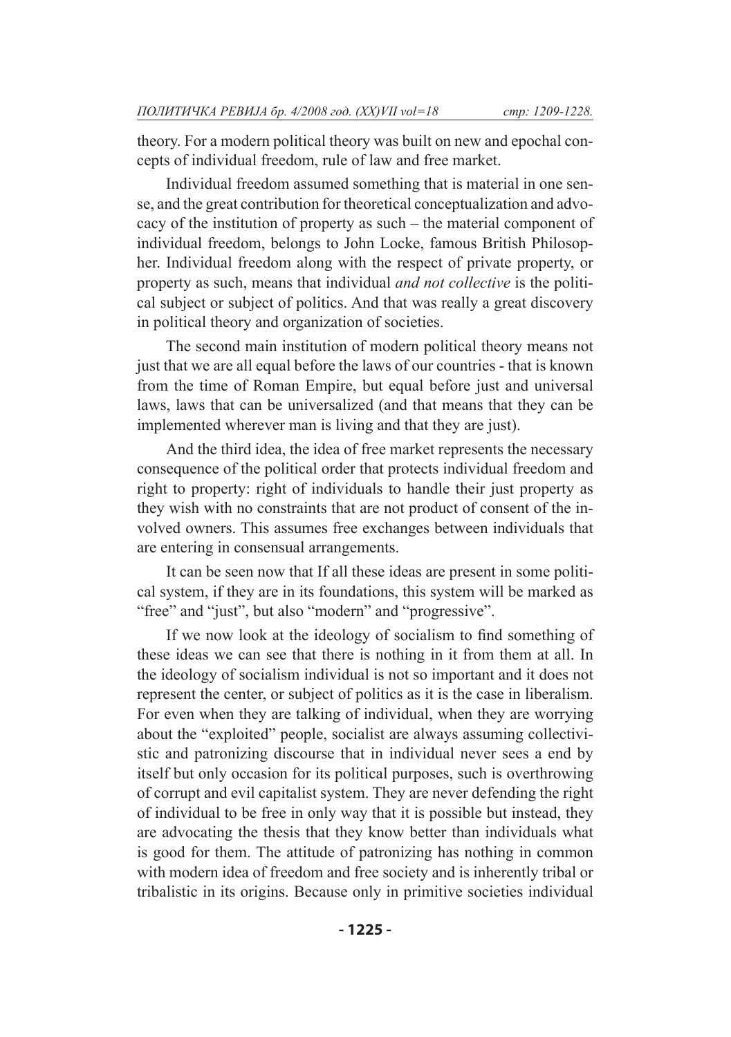theory. For a modern political theory was built on new and epochal concepts of individual freedom, rule of law and free market.

Individual freedom assumed something that is material in one sense, and the great contribution for theoretical conceptualization and advocacy of the institution of property as such – the material component of individual freedom, belongs to John Locke, famous British Philosopher. Individual freedom along with the respect of private property, or property as such, means that individual *and not collective* is the political subject or subject of politics. And that was really a great discovery in political theory and organization of societies.

The second main institution of modern political theory means not just that we are all equal before the laws of our countries - that is known from the time of Roman Empire, but equal before just and universal laws, laws that can be universalized (and that means that they can be implemented wherever man is living and that they are just).

And the third idea, the idea of free market represents the necessary consequence of the political order that protects individual freedom and right to property: right of individuals to handle their just property as they wish with no constraints that are not product of consent of the involved owners. This assumes free exchanges between individuals that are entering in consensual arrangements.

It can be seen now that If all these ideas are present in some political system, if they are in its foundations, this system will be marked as "free" and "just", but also "modern" and "progressive".

If we now look at the ideology of socialism to find something of these ideas we can see that there is nothing in it from them at all. In the ideology of socialism individual is not so important and it does not represent the center, or subject of politics as it is the case in liberalism. For even when they are talking of individual, when they are worrying about the "exploited" people, socialist are always assuming collectivistic and patronizing discourse that in individual never sees a end by itself but only occasion for its political purposes, such is overthrowing of corrupt and evil capitalist system. They are never defending the right of individual to be free in only way that it is possible but instead, they are advocating the thesis that they know better than individuals what is good for them. The attitude of patronizing has nothing in common with modern idea of freedom and free society and is inherently tribal or tribalistic in its origins. Because only in primitive societies individual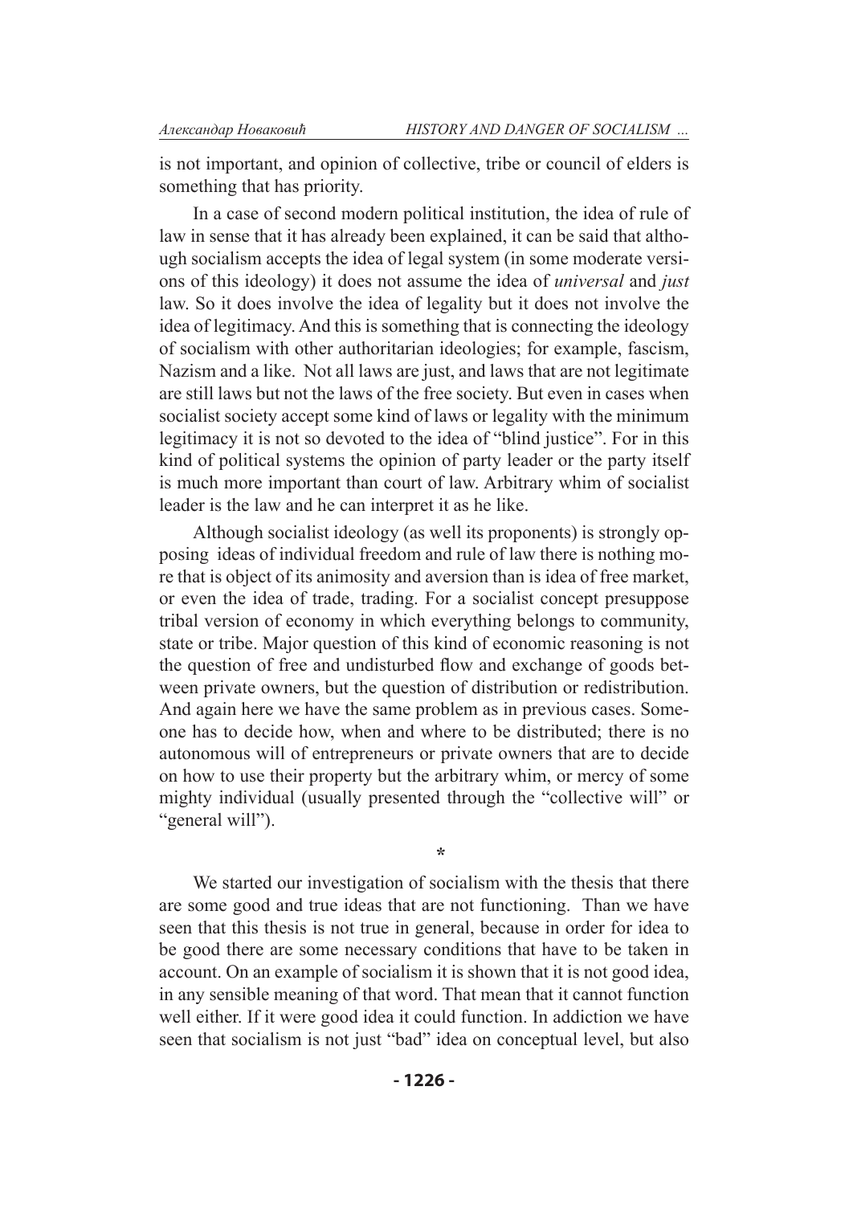is not important, and opinion of collective, tribe or council of elders is something that has priority.

In a case of second modern political institution, the idea of rule of law in sense that it has already been explained, it can be said that although socialism accepts the idea of legal system (in some moderate versions of this ideology) it does not assume the idea of *universal* and *just* law. So it does involve the idea of legality but it does not involve the idea of legitimacy. And this is something that is connecting the ideology of socialism with other authoritarian ideologies; for example, fascism, Nazism and a like. Not all laws are just, and laws that are not legitimate are still laws but not the laws of the free society. But even in cases when socialist society accept some kind of laws or legality with the minimum legitimacy it is not so devoted to the idea of "blind justice". For in this kind of political systems the opinion of party leader or the party itself is much more important than court of law. Arbitrary whim of socialist leader is the law and he can interpret it as he like.

Although socialist ideology (as well its proponents) is strongly opposing ideas of individual freedom and rule of law there is nothing more that is object of its animosity and aversion than is idea of free market, or even the idea of trade, trading. For a socialist concept presuppose tribal version of economy in which everything belongs to community, state or tribe. Major question of this kind of economic reasoning is not the question of free and undisturbed flow and exchange of goods between private owners, but the question of distribution or redistribution. And again here we have the same problem as in previous cases. Someone has to decide how, when and where to be distributed; there is no autonomous will of entrepreneurs or private owners that are to decide on how to use their property but the arbitrary whim, or mercy of some mighty individual (usually presented through the "collective will" or "general will").

*

We started our investigation of socialism with the thesis that there are some good and true ideas that are not functioning. Than we have seen that this thesis is not true in general, because in order for idea to be good there are some necessary conditions that have to be taken in account. On an example of socialism it is shown that it is not good idea, in any sensible meaning of that word. That mean that it cannot function well either. If it were good idea it could function. In addiction we have seen that socialism is not just "bad" idea on conceptual level, but also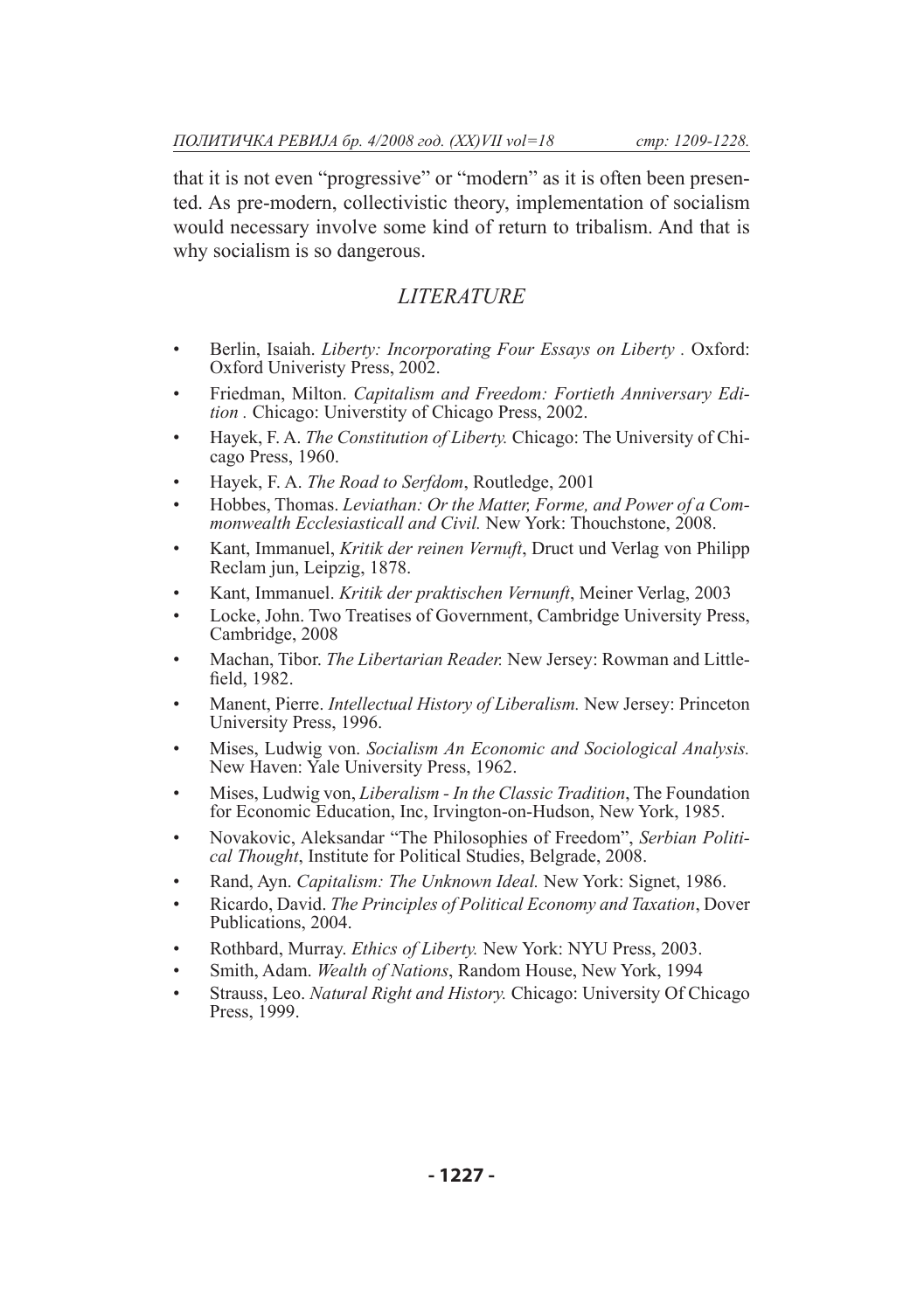that it is not even "progressive" or "modern" as it is often been presented. As pre-modern, collectivistic theory, implementation of socialism would necessary involve some kind of return to tribalism. And that is why socialism is so dangerous.

## *LITERATURE*

- Berlin, Isaiah. *Liberty: Incorporating Four Essays on Liberty* . Oxford: Oxford Univeristy Press, 2002.
- Friedman, Milton. *Capitalism and Freedom: Fortieth Anniversary Edition* . Chicago: Universtity of Chicago Press, 2002.
- Hayek, F. A. *The Constitution of Liberty.* Chicago: The University of Chicago Press, 1960.
- Hayek, F. A. *The Road to Serfdom*, Routledge, 2001
- Hobbes, Thomas. *Leviathan: Or the Matter, Forme, and Power of a Commonwealth Ecclesiasticall and Civil.* New York: Thouchstone, 2008.
- Kant, Immanuel, *Kritik der reinen Vernuft*, Druct und Verlag von Philipp Reclam jun, Leipzig, 1878.
- Kant, Immanuel. *Kritik der praktischen Vernunft*, Meiner Verlag, 2003
- Locke, John. Two Treatises of Government, Cambridge University Press, Cambridge, 2008
- Machan, Tibor. *The Libertarian Reader.* New Jersey: Rowman and Littlefield, 1982.
- Manent, Pierre. *Intellectual History of Liberalism.* New Jersey: Princeton University Press, 1996.
- Mises, Ludwig von. *Socialism An Economic and Sociological Analysis.* New Haven: Yale University Press, 1962.
- Mises, Ludwig von, *Liberalism - In the Classic Tradition*, The Foundation for Economic Education, Inc, Irvington-on-Hudson, New York, 1985.
- Novakovic, Aleksandar "The Philosophies of Freedom", *Serbian Political Thought*, Institute for Political Studies, Belgrade, 2008.
- Rand, Ayn. *Capitalism: The Unknown Ideal.* New York: Signet, 1986.
- Ricardo, David. *The Principles of Political Economy and Taxation*, Dover Publications, 2004.
- Rothbard, Murray. *Ethics of Liberty.* New York: NYU Press, 2003.
- Smith, Adam. *Wealth of Nations*, Random House, New York, 1994
- Strauss, Leo. *Natural Right and History.* Chicago: University Of Chicago Press, 1999.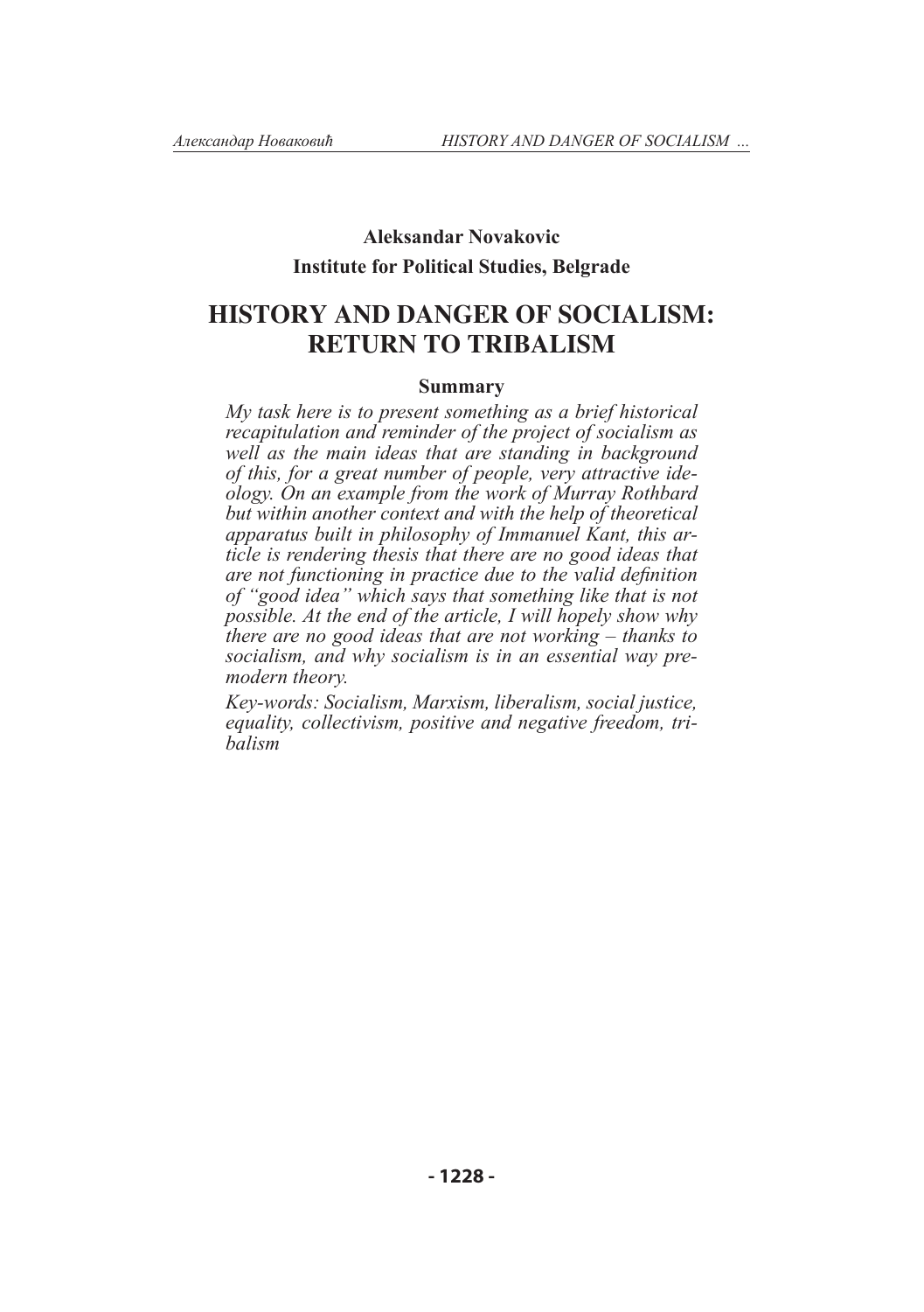**Aleksandar Novakovic**

**Institute for Political Studies, Belgrade**

# HISTORY AND DANGER OF SOCIALISM: RETURN TO TRIBALISM

**Summary**

*My task here is to present something as a brief historical recapitulation and reminder of the project of socialism as well as the main ideas that are standing in background of this, for a great number of people, very attractive ideology. On an example from the work of Murray Rothbard but within another context and with the help of theoretical apparatus built in philosophy of Immanuel Kant, this article is rendering thesis that there are no good ideas that are not functioning in practice due to the valid definition of "good idea" which says that something like that is not possible. At the end of the article, I will hopely show why there are no good ideas that are not working – thanks to socialism, and why socialism is in an essential way premodern theory.*

*Key-words: Socialism, Marxism, liberalism, social justice, equality, collectivism, positive and negative freedom, tribalism*